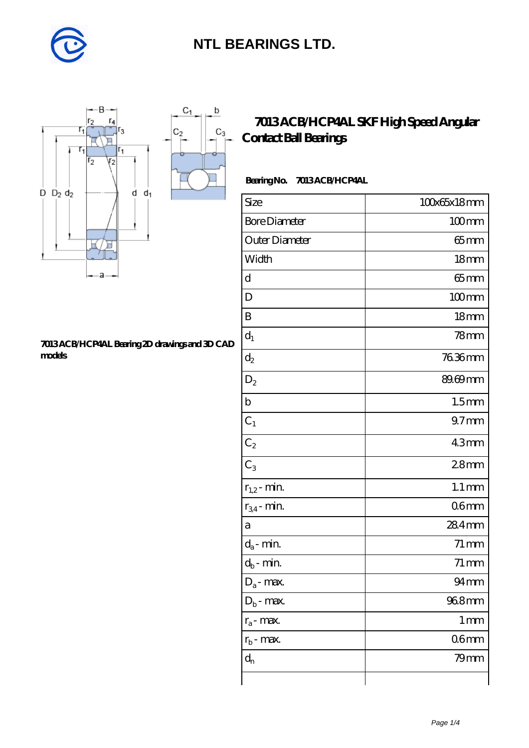# NTL BEARINGS LTD.

## 7013 ACB/HCP4AL SKF High Speed Angular Contact Ball Bearings

**Bearing No. 7013 ACB/HCP4AL**

**7013 ACB/HCP4AL Bearing 2D drawings and 3D CAD models**

| Size | 100x65x18 mm |
| --- | --- |
| Bore Diameter | 100 mm |
| Outer Diameter | 65 mm |
| Width | 18 mm |
| d | 65 mm |
| D | 100 mm |
| B | 18 mm |
| $d_1$ | 78 mm |
| $d_2$ | 76.36 mm |
| $D_2$ | 89.69 mm |
| b | 1.5 mm |
| $C_1$ | 9.7 mm |
| $C_2$ | 4.3 mm |
| $C_3$ | 2.8 mm |
| $r_{1,2}$ - min. | 1.1 mm |
| $r_{3,4}$ - min. | 0.6 mm |
| a | 28.4 mm |
| $d_a$ - min. | 71 mm |
| $d_b$ - min. | 71 mm |
| $D_a$ - max. | 94 mm |
| $D_b$ - max. | 96.8 mm |
| $r_a$ - max. | 1 mm |
| $r_b$ - max. | 0.6 mm |
| $d_n$ | 79 mm |
| | |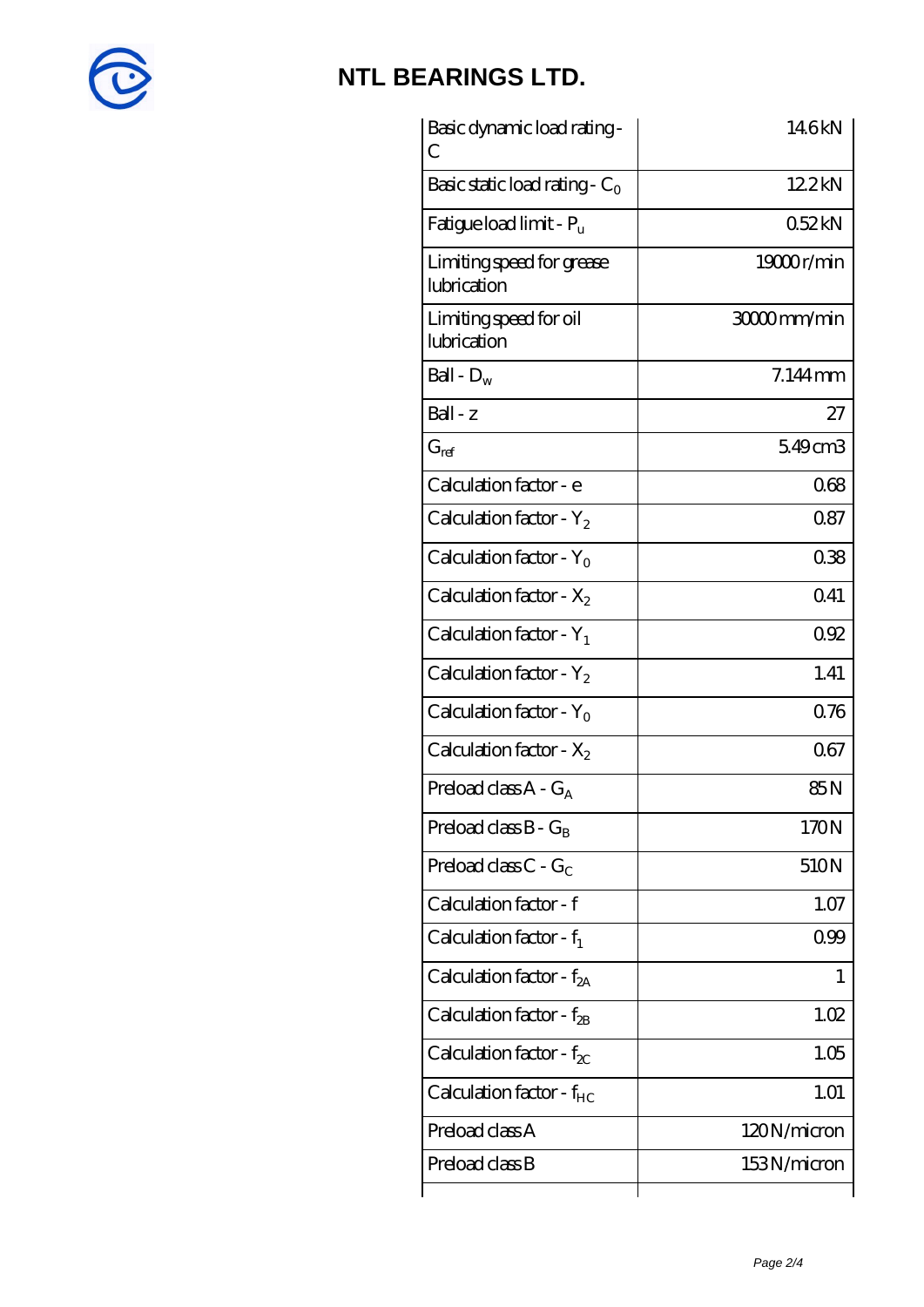| Basic dynamic load rating - C | 14.6 kN |
| --- | --- |
| Basic static load rating - $C_0$ | 12.2 kN |
| Fatigue load limit - $P_u$ | 0.52 kN |
| Limiting speed for grease lubrication | 19000 r/min |
| Limiting speed for oil lubrication | 30000 mm/min |
| Ball - $D_w$ | 7.144 mm |
| Ball - z | 27 |
| $G_{ref}$ | 5.49 cm3 |
| Calculation factor - e | 0.68 |
| Calculation factor - $Y_2$ | 0.87 |
| Calculation factor - $Y_0$ | 0.38 |
| Calculation factor - $X_2$ | 0.41 |
| Calculation factor - $Y_1$ | 0.92 |
| Calculation factor - $Y_2$ | 1.41 |
| Calculation factor - $Y_0$ | 0.76 |
| Calculation factor - $X_2$ | 0.67 |
| Preload class A - $G_A$ | 85 N |
| Preload class B - $G_B$ | 170 N |
| Preload class C - $G_C$ | 510 N |
| Calculation factor - f | 1.07 |
| Calculation factor - $f_1$ | 0.99 |
| Calculation factor - $f_{2A}$ | 1 |
| Calculation factor - $f_{2B}$ | 1.02 |
| Calculation factor - $f_{2C}$ | 1.05 |
| Calculation factor - $f_{HC}$ | 1.01 |
| Preload class A | 120 N/micron |
| Preload class B | 153 N/micron |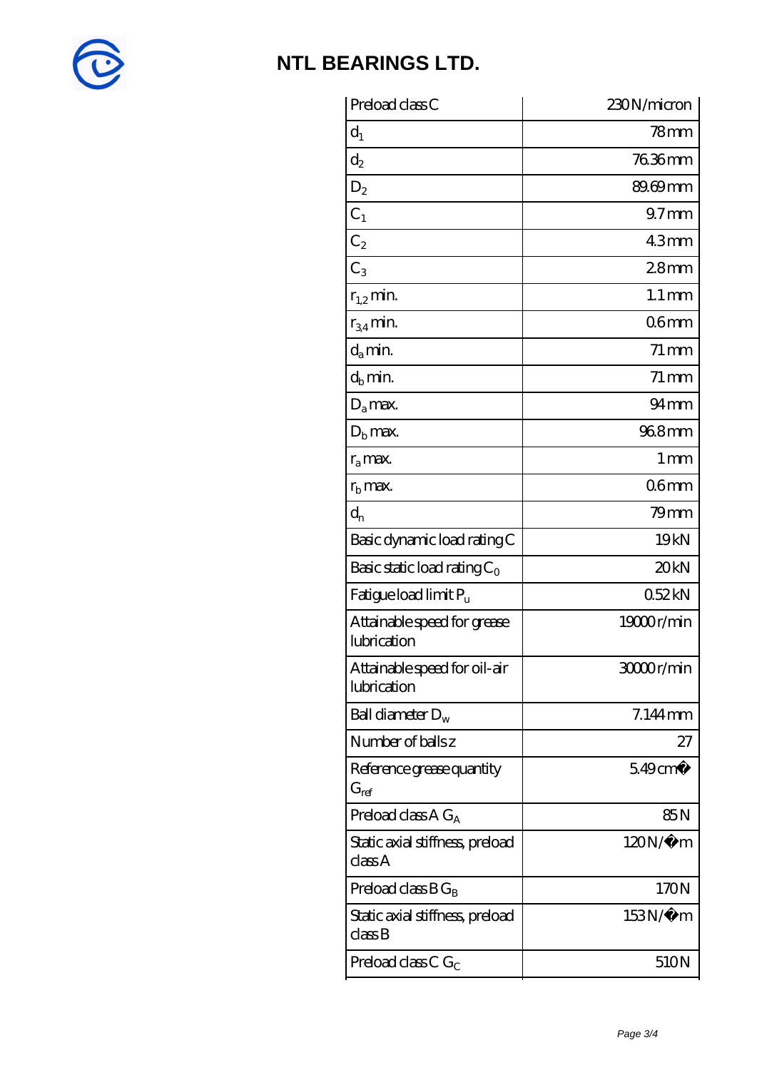| Preload class C | 230 N/micron |
| --- | --- |
| $d_1$ | 78 mm |
| $d_2$ | 76.36 mm |
| $D_2$ | 89.69 mm |
| $C_1$ | 9.7 mm |
| $C_2$ | 4.3 mm |
| $C_3$ | 2.8 mm |
| $r_{1,2}$ min. | 1.1 mm |
| $r_{3,4}$ min. | 0.6 mm |
| $d_a$ min. | 71 mm |
| $d_b$ min. | 71 mm |
| $D_a$ max. | 94 mm |
| $D_b$ max. | 96.8 mm |
| $r_a$ max. | 1 mm |
| $r_b$ max. | 0.6 mm |
| $d_n$ | 79 mm |
| Basic dynamic load rating C | 19 kN |
| Basic static load rating $C_0$ | 20 kN |
| Fatigue load limit $P_u$ | 0.52 kN |
| Attainable speed for grease lubrication | 19000 r/min |
| Attainable speed for oil-air lubrication | 30000 r/min |
| Ball diameter $D_w$ | 7.144 mm |
| Number of balls z | 27 |
| Reference grease quantity $G_{ref}$ | 5.49 cm� |
| Preload class A $G_A$ | 85 N |
| Static axial stiffness, preload class A | 120 N/�m |
| Preload class B $G_B$ | 170 N |
| Static axial stiffness, preload class B | 153 N/�m |
| Preload class C $G_C$ | 510 N |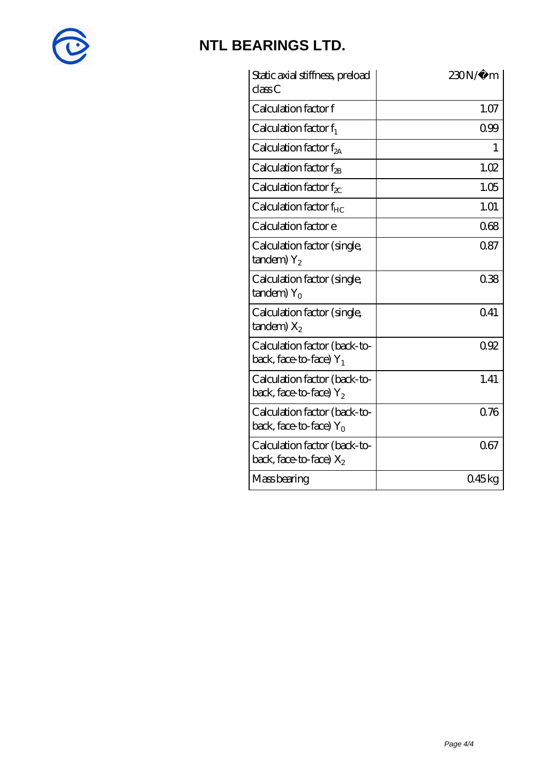# NTL BEARINGS LTD.

| | |
|---|---|
| Static axial stiffness, preload class C | 230 N/�m |
| Calculation factor f | 1.07 |
| Calculation factor $f_1$ | 0.99 |
| Calculation factor $f_{2A}$ | 1 |
| Calculation factor $f_{2B}$ | 1.02 |
| Calculation factor $f_{2C}$ | 1.05 |
| Calculation factor $f_{HC}$ | 1.01 |
| Calculation factor e | 0.68 |
| Calculation factor (single, tandem) $Y_2$ | 0.87 |
| Calculation factor (single, tandem) $Y_0$ | 0.38 |
| Calculation factor (single, tandem) $X_2$ | 0.41 |
| Calculation factor (back-to-back, face-to-face) $Y_1$ | 0.92 |
| Calculation factor (back-to-back, face-to-face) $Y_2$ | 1.41 |
| Calculation factor (back-to-back, face-to-face) $Y_0$ | 0.76 |
| Calculation factor (back-to-back, face-to-face) $X_2$ | 0.67 |
| Mass bearing | 0.45 kg |